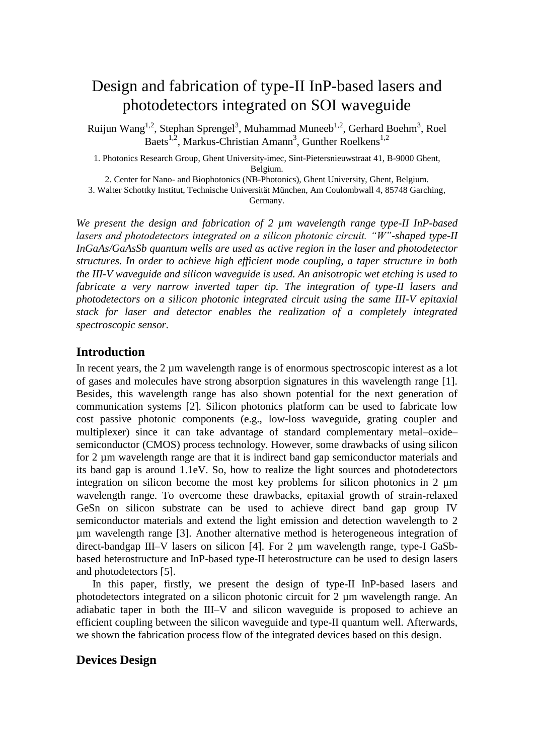# Design and fabrication of type-II InP-based lasers and photodetectors integrated on SOI waveguide

Ruijun Wang[1,2], Stephan Sprengel[3], Muhammad Muneeb[1,2], Gerhard Boehm[3], Roel Baets[1,2], Markus-Christian Amann[3], Gunther Roelkens[1,2]

1. Photonics Research Group, Ghent University-imec, Sint-Pietersnieuwstraat 41, B-9000 Ghent, Belgium.
2. Center for Nano- and Biophotonics (NB-Photonics), Ghent University, Ghent, Belgium.
3. Walter Schottky Institut, Technische Universität München, Am Coulombwall 4, 85748 Garching, Germany.

*We present the design and fabrication of 2 µm wavelength range type-II InP-based lasers and photodetectors integrated on a silicon photonic circuit. "W"-shaped type-II InGaAs/GaAsSb quantum wells are used as active region in the laser and photodetector structures. In order to achieve high efficient mode coupling, a taper structure in both the III-V waveguide and silicon waveguide is used. An anisotropic wet etching is used to fabricate a very narrow inverted taper tip. The integration of type-II lasers and photodetectors on a silicon photonic integrated circuit using the same III-V epitaxial stack for laser and detector enables the realization of a completely integrated spectroscopic sensor.*

## Introduction

In recent years, the 2 µm wavelength range is of enormous spectroscopic interest as a lot of gases and molecules have strong absorption signatures in this wavelength range [1]. Besides, this wavelength range has also shown potential for the next generation of communication systems [2]. Silicon photonics platform can be used to fabricate low cost passive photonic components (e.g., low-loss waveguide, grating coupler and multiplexer) since it can take advantage of standard complementary metal–oxide–semiconductor (CMOS) process technology. However, some drawbacks of using silicon for 2 µm wavelength range are that it is indirect band gap semiconductor materials and its band gap is around 1.1eV. So, how to realize the light sources and photodetectors integration on silicon become the most key problems for silicon photonics in 2 µm wavelength range. To overcome these drawbacks, epitaxial growth of strain-relaxed GeSn on silicon substrate can be used to achieve direct band gap group IV semiconductor materials and extend the light emission and detection wavelength to 2 µm wavelength range [3]. Another alternative method is heterogeneous integration of direct-bandgap III–V lasers on silicon [4]. For 2 µm wavelength range, type-I GaSb-based heterostructure and InP-based type-II heterostructure can be used to design lasers and photodetectors [5].

In this paper, firstly, we present the design of type-II InP-based lasers and photodetectors integrated on a silicon photonic circuit for 2 µm wavelength range. An adiabatic taper in both the III–V and silicon waveguide is proposed to achieve an efficient coupling between the silicon waveguide and type-II quantum well. Afterwards, we shown the fabrication process flow of the integrated devices based on this design.

## Devices Design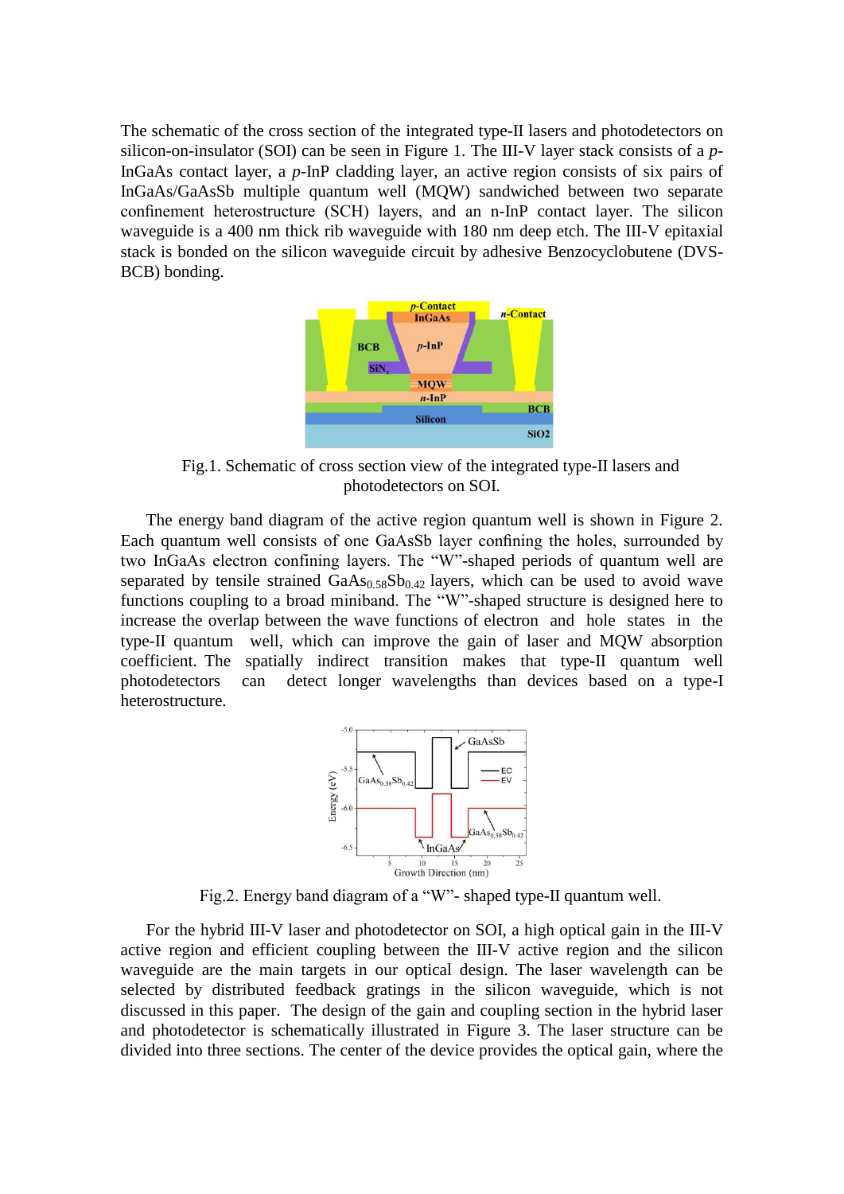The schematic of the cross section of the integrated type-II lasers and photodetectors on silicon-on-insulator (SOI) can be seen in Figure 1. The III-V layer stack consists of a *p*-InGaAs contact layer, a *p*-InP cladding layer, an active region consists of six pairs of InGaAs/GaAsSb multiple quantum well (MQW) sandwiched between two separate confinement heterostructure (SCH) layers, and an n-InP contact layer. The silicon waveguide is a 400 nm thick rib waveguide with 180 nm deep etch. The III-V epitaxial stack is bonded on the silicon waveguide circuit by adhesive Benzocyclobutene (DVS-BCB) bonding.

Fig.1. Schematic of cross section view of the integrated type-II lasers and photodetectors on SOI.

The energy band diagram of the active region quantum well is shown in Figure 2. Each quantum well consists of one GaAsSb layer confining the holes, surrounded by two InGaAs electron confining layers. The "W"-shaped periods of quantum well are separated by tensile strained $GaAs_{0.58}Sb_{0.42}$ layers, which can be used to avoid wave functions coupling to a broad miniband. The "W"-shaped structure is designed here to increase the overlap between the wave functions of electron and hole states in the type-II quantum well, which can improve the gain of laser and MQW absorption coefficient. The spatially indirect transition makes that type-II quantum well photodetectors can detect longer wavelengths than devices based on a type-I heterostructure.

Fig.2. Energy band diagram of a "W"- shaped type-II quantum well.

For the hybrid III-V laser and photodetector on SOI, a high optical gain in the III-V active region and efficient coupling between the III-V active region and the silicon waveguide are the main targets in our optical design. The laser wavelength can be selected by distributed feedback gratings in the silicon waveguide, which is not discussed in this paper. The design of the gain and coupling section in the hybrid laser and photodetector is schematically illustrated in Figure 3. The laser structure can be divided into three sections. The center of the device provides the optical gain, where the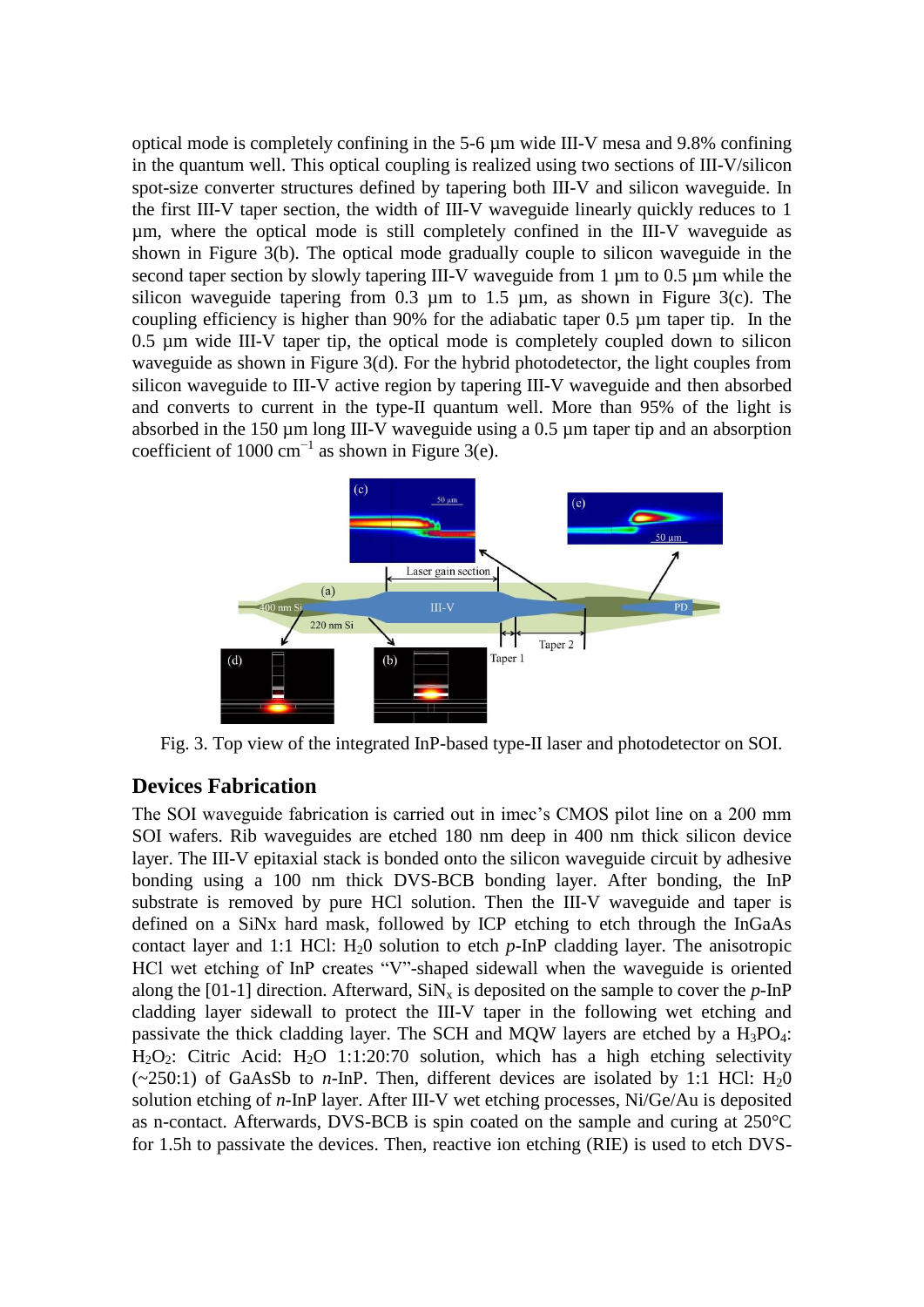optical mode is completely confining in the 5-6 µm wide III-V mesa and 9.8% confining in the quantum well. This optical coupling is realized using two sections of III-V/silicon spot-size converter structures defined by tapering both III-V and silicon waveguide. In the first III-V taper section, the width of III-V waveguide linearly quickly reduces to 1 µm, where the optical mode is still completely confined in the III-V waveguide as shown in Figure 3(b). The optical mode gradually couple to silicon waveguide in the second taper section by slowly tapering III-V waveguide from 1 µm to 0.5 µm while the silicon waveguide tapering from 0.3 µm to 1.5 µm, as shown in Figure 3(c). The coupling efficiency is higher than 90% for the adiabatic taper 0.5 µm taper tip. In the 0.5 µm wide III-V taper tip, the optical mode is completely coupled down to silicon waveguide as shown in Figure 3(d). For the hybrid photodetector, the light couples from silicon waveguide to III-V active region by tapering III-V waveguide and then absorbed and converts to current in the type-II quantum well. More than 95% of the light is absorbed in the 150 µm long III-V waveguide using a 0.5 µm taper tip and an absorption coefficient of 1000 $cm^{-1}$ as shown in Figure 3(e).

(c)
50 µm
(e)
50 µm
Laser gain section
(a)
400 nm Si
III-V
PD
220 nm Si
Taper 2
Taper 1
(d)
(b)

Fig. 3. Top view of the integrated InP-based type-II laser and photodetector on SOI.

## Devices Fabrication

The SOI waveguide fabrication is carried out in imec's CMOS pilot line on a 200 mm SOI wafers. Rib waveguides are etched 180 nm deep in 400 nm thick silicon device layer. The III-V epitaxial stack is bonded onto the silicon waveguide circuit by adhesive bonding using a 100 nm thick DVS-BCB bonding layer. After bonding, the InP substrate is removed by pure HCl solution. Then the III-V waveguide and taper is defined on a SiNx hard mask, followed by ICP etching to etch through the InGaAs contact layer and 1:1 HCl: $H_2$0 solution to etch *p*-InP cladding layer. The anisotropic HCl wet etching of InP creates "V"-shaped sidewall when the waveguide is oriented along the [01-1] direction. Afterward, $SiN_x$ is deposited on the sample to cover the *p*-InP cladding layer sidewall to protect the III-V taper in the following wet etching and passivate the thick cladding layer. The SCH and MQW layers are etched by a $H_3PO_4$: $H_2O_2$: Citric Acid: $H_2O$ 1:1:20:70 solution, which has a high etching selectivity (~250:1) of GaAsSb to *n*-InP. Then, different devices are isolated by 1:1 HCl: $H_2$0 solution etching of *n*-InP layer. After III-V wet etching processes, Ni/Ge/Au is deposited as n-contact. Afterwards, DVS-BCB is spin coated on the sample and curing at 250°C for 1.5h to passivate the devices. Then, reactive ion etching (RIE) is used to etch DVS-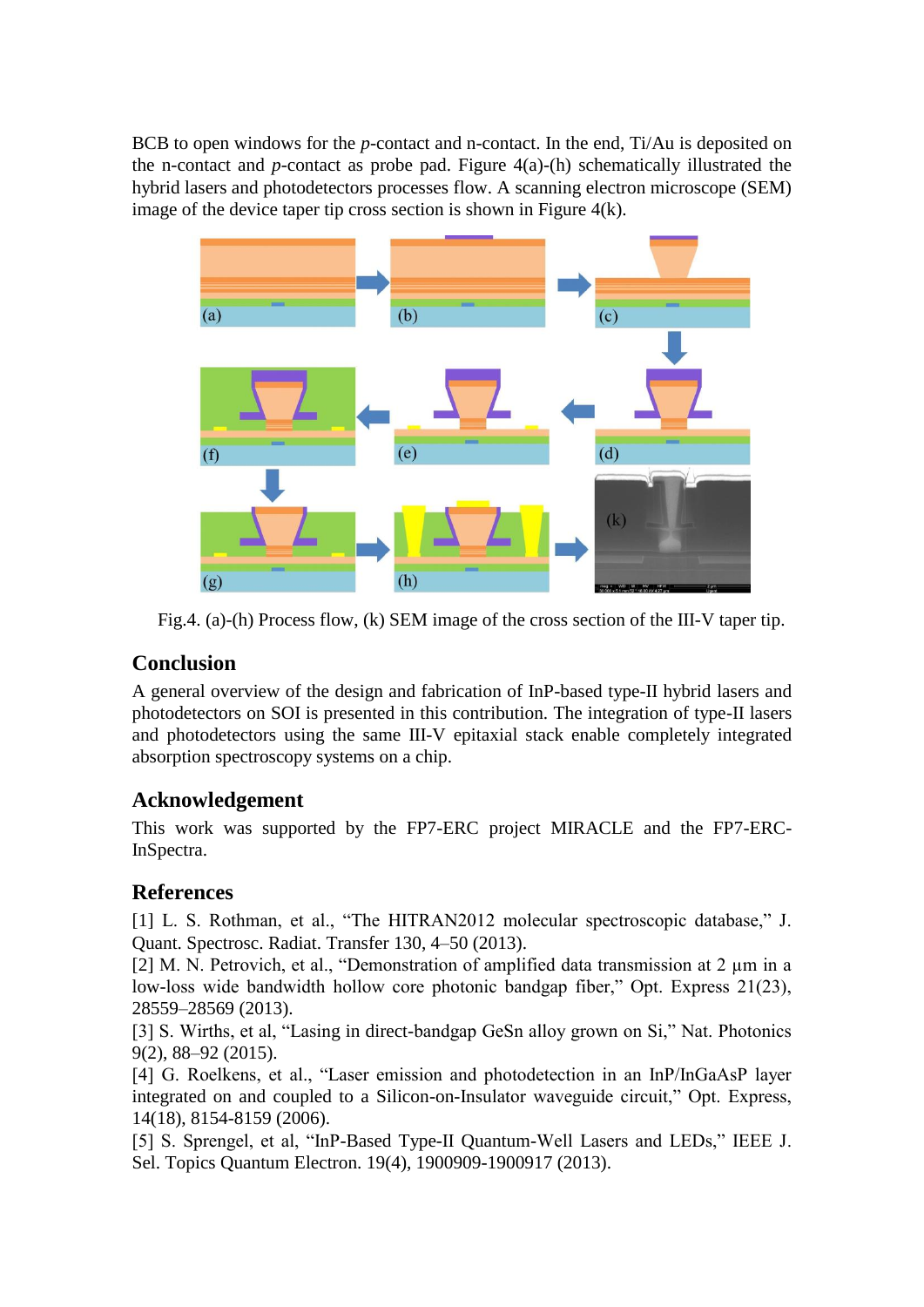BCB to open windows for the *p*-contact and n-contact. In the end, Ti/Au is deposited on the n-contact and *p*-contact as probe pad. Figure 4(a)-(h) schematically illustrated the hybrid lasers and photodetectors processes flow. A scanning electron microscope (SEM) image of the device taper tip cross section is shown in Figure 4(k).

(a)
(b)
(c)
(d)
(e)
(f)
(g)
(h)
(k)

Fig.4. (a)-(h) Process flow, (k) SEM image of the cross section of the III-V taper tip.

## Conclusion

A general overview of the design and fabrication of InP-based type-II hybrid lasers and photodetectors on SOI is presented in this contribution. The integration of type-II lasers and photodetectors using the same III-V epitaxial stack enable completely integrated absorption spectroscopy systems on a chip.

## Acknowledgement

This work was supported by the FP7-ERC project MIRACLE and the FP7-ERC-InSpectra.

## References

[1] L. S. Rothman, et al., "The HITRAN2012 molecular spectroscopic database," J. Quant. Spectrosc. Radiat. Transfer 130, 4–50 (2013).

[2] M. N. Petrovich, et al., "Demonstration of amplified data transmission at 2 µm in a low-loss wide bandwidth hollow core photonic bandgap fiber," Opt. Express 21(23), 28559–28569 (2013).

[3] S. Wirths, et al, "Lasing in direct-bandgap GeSn alloy grown on Si," Nat. Photonics 9(2), 88–92 (2015).

[4] G. Roelkens, et al., "Laser emission and photodetection in an InP/InGaAsP layer integrated on and coupled to a Silicon-on-Insulator waveguide circuit," Opt. Express, 14(18), 8154-8159 (2006).

[5] S. Sprengel, et al, "InP-Based Type-II Quantum-Well Lasers and LEDs," IEEE J. Sel. Topics Quantum Electron. 19(4), 1900909-1900917 (2013).